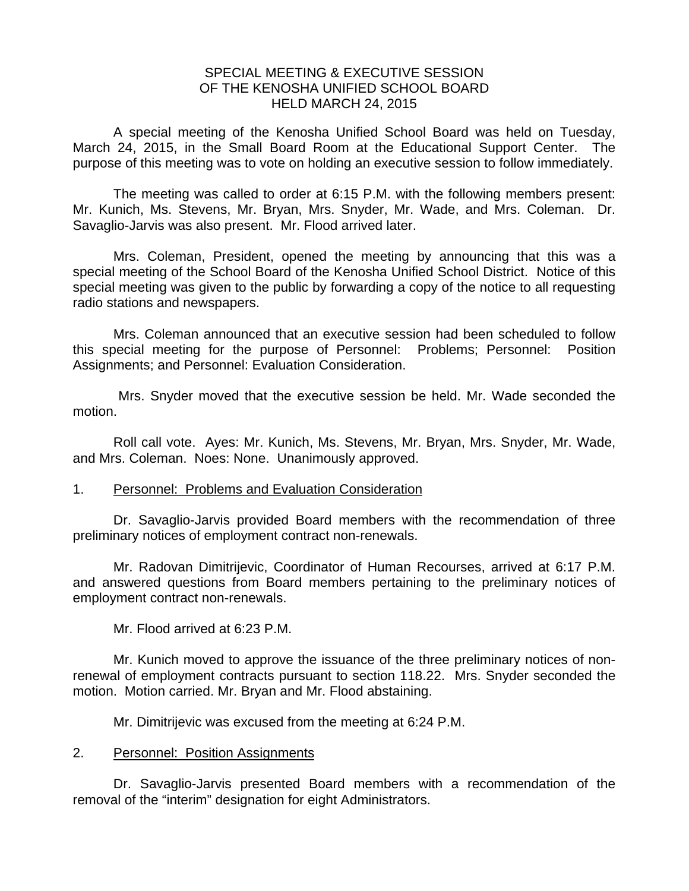# SPECIAL MEETING & EXECUTIVE SESSION OF THE KENOSHA UNIFIED SCHOOL BOARD HELD MARCH 24, 2015

A special meeting of the Kenosha Unified School Board was held on Tuesday, March 24, 2015, in the Small Board Room at the Educational Support Center. The purpose of this meeting was to vote on holding an executive session to follow immediately.

The meeting was called to order at 6:15 P.M. with the following members present: Mr. Kunich, Ms. Stevens, Mr. Bryan, Mrs. Snyder, Mr. Wade, and Mrs. Coleman. Dr. Savaglio-Jarvis was also present. Mr. Flood arrived later.

Mrs. Coleman, President, opened the meeting by announcing that this was a special meeting of the School Board of the Kenosha Unified School District. Notice of this special meeting was given to the public by forwarding a copy of the notice to all requesting radio stations and newspapers.

Mrs. Coleman announced that an executive session had been scheduled to follow this special meeting for the purpose of Personnel: Problems; Personnel: Position Assignments; and Personnel: Evaluation Consideration.

Mrs. Snyder moved that the executive session be held. Mr. Wade seconded the motion.

Roll call vote. Ayes: Mr. Kunich, Ms. Stevens, Mr. Bryan, Mrs. Snyder, Mr. Wade, and Mrs. Coleman. Noes: None. Unanimously approved.

1. <u>Personnel: Problems and Evaluation Consideration</u>

Dr. Savaglio-Jarvis provided Board members with the recommendation of three preliminary notices of employment contract non-renewals.

Mr. Radovan Dimitrijevic, Coordinator of Human Recourses, arrived at 6:17 P.M. and answered questions from Board members pertaining to the preliminary notices of employment contract non-renewals.

Mr. Flood arrived at 6:23 P.M.

Mr. Kunich moved to approve the issuance of the three preliminary notices of non-renewal of employment contracts pursuant to section 118.22. Mrs. Snyder seconded the motion. Motion carried. Mr. Bryan and Mr. Flood abstaining.

Mr. Dimitrijevic was excused from the meeting at 6:24 P.M.

2. <u>Personnel: Position Assignments</u>

Dr. Savaglio-Jarvis presented Board members with a recommendation of the removal of the "interim" designation for eight Administrators.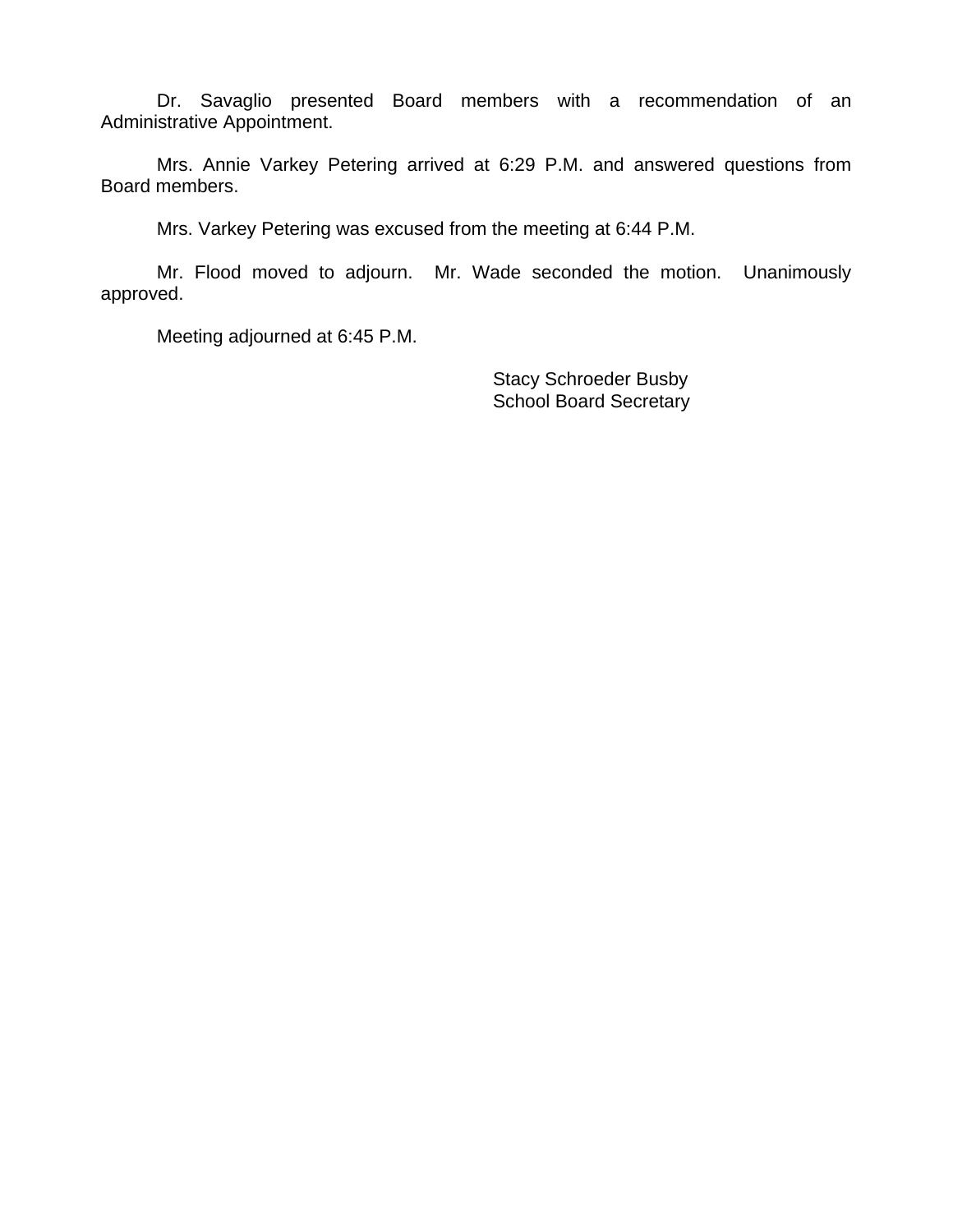Dr. Savaglio presented Board members with a recommendation of an Administrative Appointment.

Mrs. Annie Varkey Petering arrived at 6:29 P.M. and answered questions from Board members.

Mrs. Varkey Petering was excused from the meeting at 6:44 P.M.

Mr. Flood moved to adjourn. Mr. Wade seconded the motion. Unanimously approved.

Meeting adjourned at 6:45 P.M.

Stacy Schroeder Busby
School Board Secretary